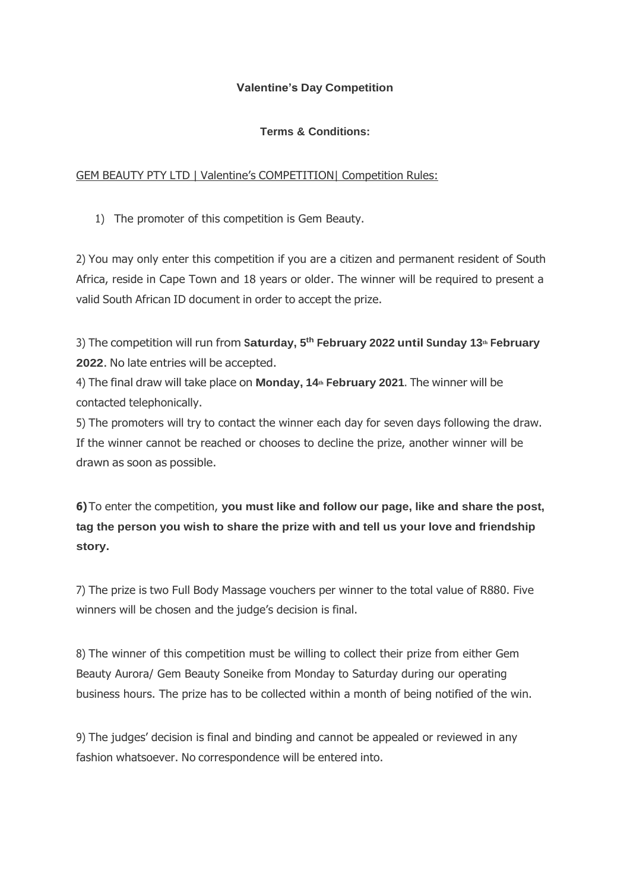**Valentine's Day Competition**

**Terms & Conditions:**

GEM BEAUTY PTY LTD | Valentine's COMPETITION| Competition Rules:

1) The promoter of this competition is Gem Beauty.

2) You may only enter this competition if you are a citizen and permanent resident of South Africa, reside in Cape Town and 18 years or older. The winner will be required to present a valid South African ID document in order to accept the prize.

3) The competition will run from **Saturday, 5th February 2022 until Sunday 13th February 2022**. No late entries will be accepted.

4) The final draw will take place on **Monday, 14th February 2021**. The winner will be contacted telephonically.

5) The promoters will try to contact the winner each day for seven days following the draw. If the winner cannot be reached or chooses to decline the prize, another winner will be drawn as soon as possible.

**6)** To enter the competition, **you must like and follow our page, like and share the post, tag the person you wish to share the prize with and tell us your love and friendship story.**

7) The prize is two Full Body Massage vouchers per winner to the total value of R880. Five winners will be chosen and the judge's decision is final.

8) The winner of this competition must be willing to collect their prize from either Gem Beauty Aurora/ Gem Beauty Soneike from Monday to Saturday during our operating business hours. The prize has to be collected within a month of being notified of the win.

9) The judges' decision is final and binding and cannot be appealed or reviewed in any fashion whatsoever. No correspondence will be entered into.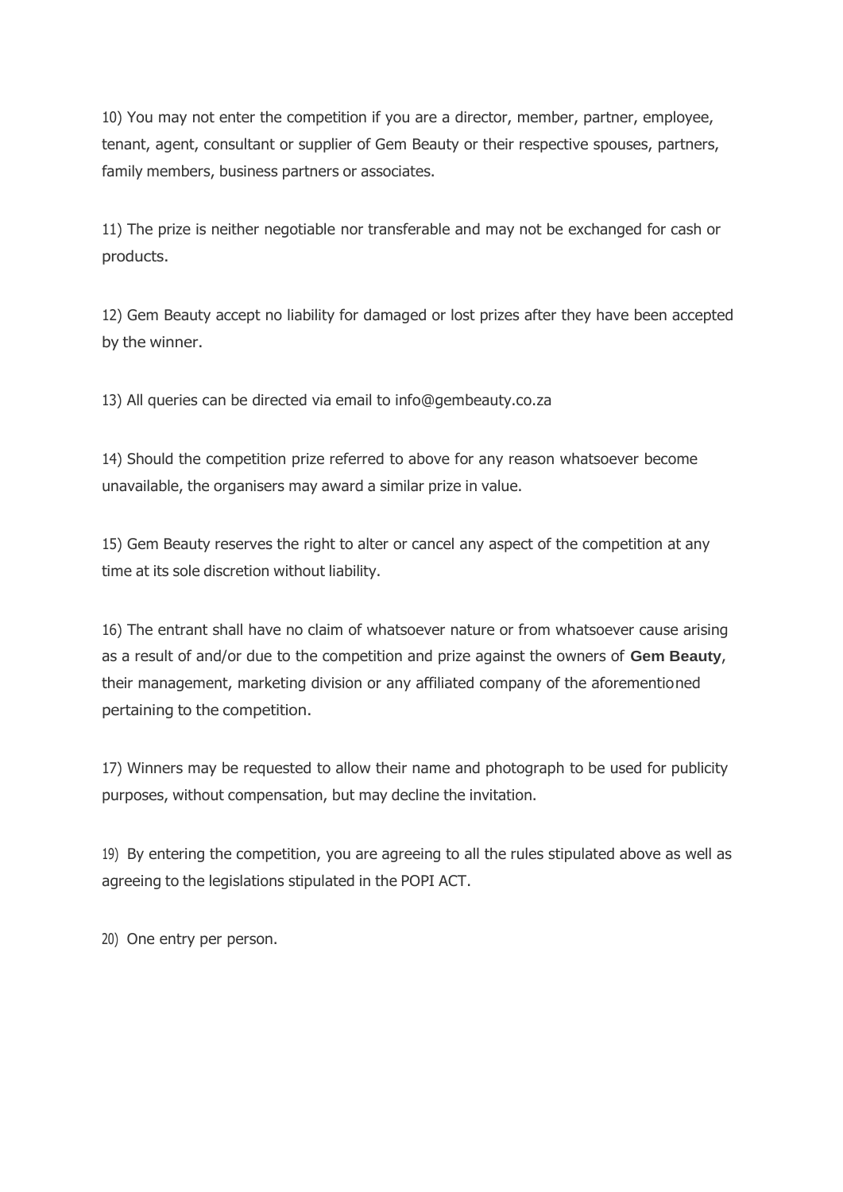10) You may not enter the competition if you are a director, member, partner, employee, tenant, agent, consultant or supplier of Gem Beauty or their respective spouses, partners, family members, business partners or associates.

11) The prize is neither negotiable nor transferable and may not be exchanged for cash or products.

12) Gem Beauty accept no liability for damaged or lost prizes after they have been accepted by the winner.

13) All queries can be directed via email to info@gembeauty.co.za

14) Should the competition prize referred to above for any reason whatsoever become unavailable, the organisers may award a similar prize in value.

15) Gem Beauty reserves the right to alter or cancel any aspect of the competition at any time at its sole discretion without liability.

16) The entrant shall have no claim of whatsoever nature or from whatsoever cause arising as a result of and/or due to the competition and prize against the owners of **Gem Beauty**, their management, marketing division or any affiliated company of the aforementioned pertaining to the competition.

17) Winners may be requested to allow their name and photograph to be used for publicity purposes, without compensation, but may decline the invitation.

19) By entering the competition, you are agreeing to all the rules stipulated above as well as agreeing to the legislations stipulated in the POPI ACT.

20) One entry per person.